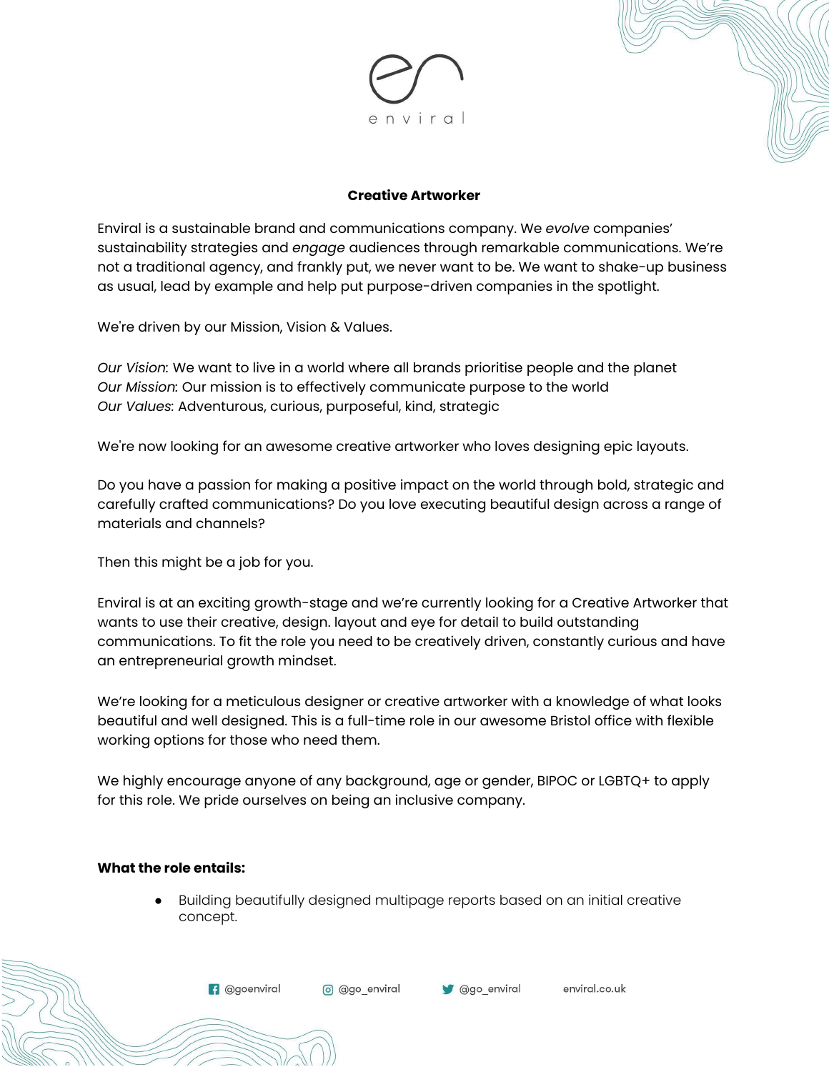enviral

# Creative Artworker

Enviral is a sustainable brand and communications company. We *evolve* companies' sustainability strategies and *engage* audiences through remarkable communications. We're not a traditional agency, and frankly put, we never want to be. We want to shake-up business as usual, lead by example and help put purpose-driven companies in the spotlight.

We're driven by our Mission, Vision & Values.

*Our Vision*: We want to live in a world where all brands prioritise people and the planet
*Our Mission*: Our mission is to effectively communicate purpose to the world
*Our Values*: Adventurous, curious, purposeful, kind, strategic

We're now looking for an awesome creative artworker who loves designing epic layouts.

Do you have a passion for making a positive impact on the world through bold, strategic and carefully crafted communications? Do you love executing beautiful design across a range of materials and channels?

Then this might be a job for you.

Enviral is at an exciting growth-stage and we're currently looking for a Creative Artworker that wants to use their creative, design. layout and eye for detail to build outstanding communications. To fit the role you need to be creatively driven, constantly curious and have an entrepreneurial growth mindset.

We're looking for a meticulous designer or creative artworker with a knowledge of what looks beautiful and well designed. This is a full-time role in our awesome Bristol office with flexible working options for those who need them.

We highly encourage anyone of any background, age or gender, BIPOC or LGBTQ+ to apply for this role. We pride ourselves on being an inclusive company.

**What the role entails:**

- Building beautifully designed multipage reports based on an initial creative concept.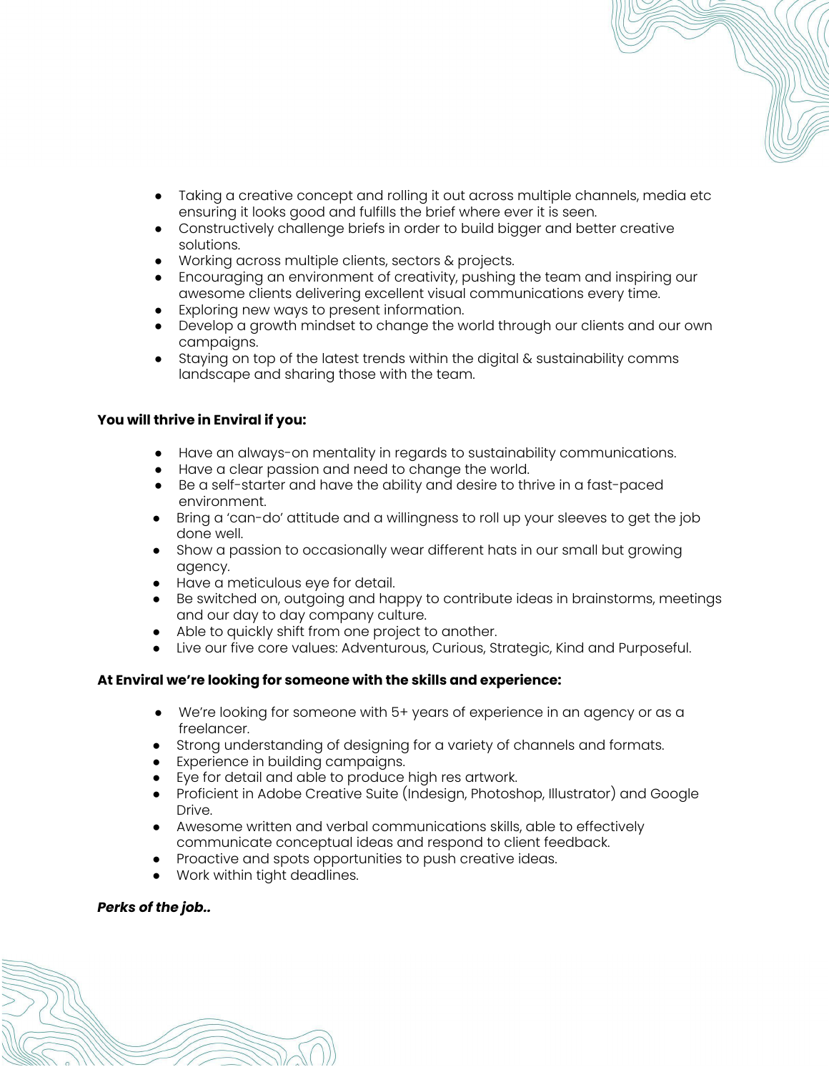- Taking a creative concept and rolling it out across multiple channels, media etc ensuring it looks good and fulfills the brief where ever it is seen.
- Constructively challenge briefs in order to build bigger and better creative solutions.
- Working across multiple clients, sectors & projects.
- Encouraging an environment of creativity, pushing the team and inspiring our awesome clients delivering excellent visual communications every time.
- Exploring new ways to present information.
- Develop a growth mindset to change the world through our clients and our own campaigns.
- Staying on top of the latest trends within the digital & sustainability comms landscape and sharing those with the team.

**You will thrive in Enviral if you:**

- Have an always-on mentality in regards to sustainability communications.
- Have a clear passion and need to change the world.
- Be a self-starter and have the ability and desire to thrive in a fast-paced environment.
- Bring a 'can-do' attitude and a willingness to roll up your sleeves to get the job done well.
- Show a passion to occasionally wear different hats in our small but growing agency.
- Have a meticulous eye for detail.
- Be switched on, outgoing and happy to contribute ideas in brainstorms, meetings and our day to day company culture.
- Able to quickly shift from one project to another.
- Live our five core values: Adventurous, Curious, Strategic, Kind and Purposeful.

**At Enviral we're looking for someone with the skills and experience:**

- We're looking for someone with 5+ years of experience in an agency or as a freelancer.
- Strong understanding of designing for a variety of channels and formats.
- Experience in building campaigns.
- Eye for detail and able to produce high res artwork.
- Proficient in Adobe Creative Suite (Indesign, Photoshop, Illustrator) and Google Drive.
- Awesome written and verbal communications skills, able to effectively communicate conceptual ideas and respond to client feedback.
- Proactive and spots opportunities to push creative ideas.
- Work within tight deadlines.

***Perks of the job..***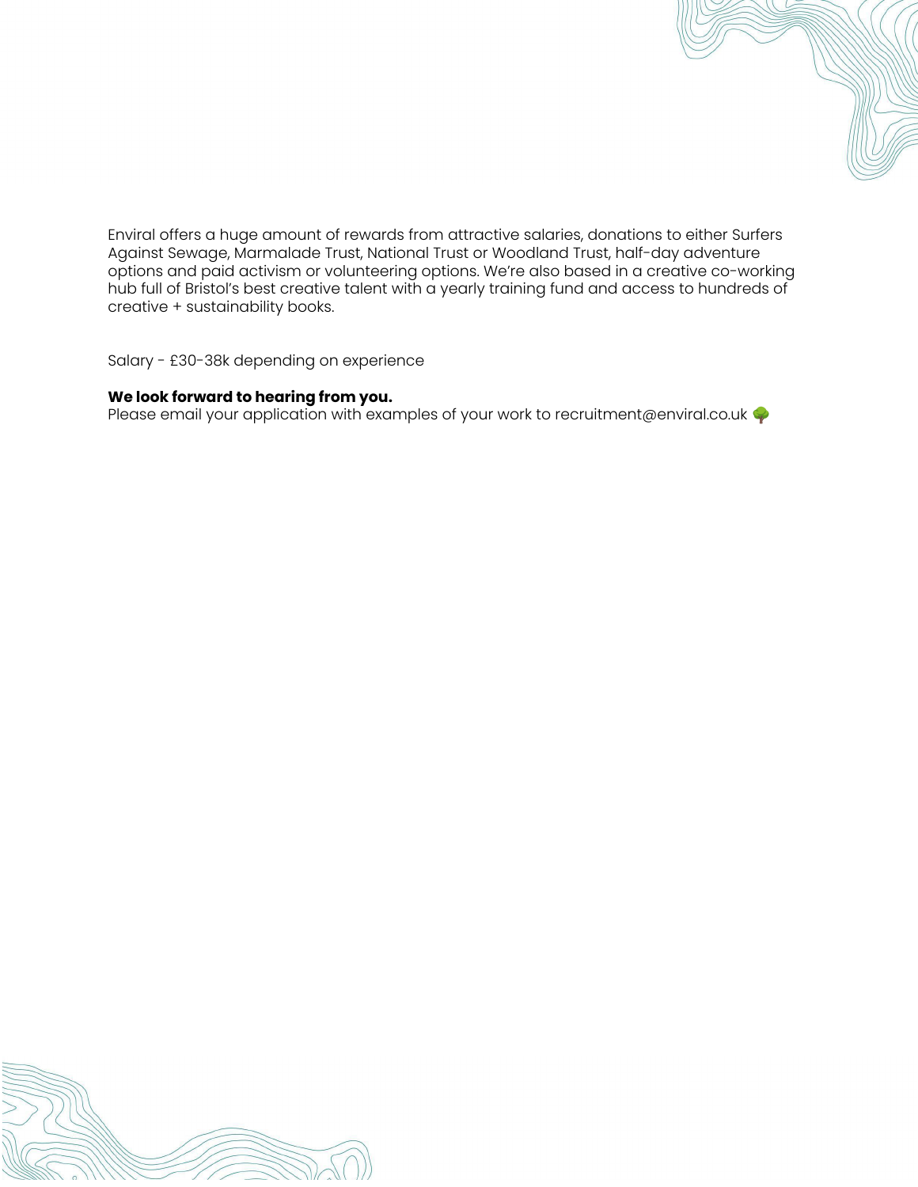Enviral offers a huge amount of rewards from attractive salaries, donations to either Surfers Against Sewage, Marmalade Trust, National Trust or Woodland Trust, half-day adventure options and paid activism or volunteering options. We're also based in a creative co-working hub full of Bristol's best creative talent with a yearly training fund and access to hundreds of creative + sustainability books.

Salary - £30-38k depending on experience

**We look forward to hearing from you.**
Please email your application with examples of your work to recruitment@enviral.co.uk 🌳